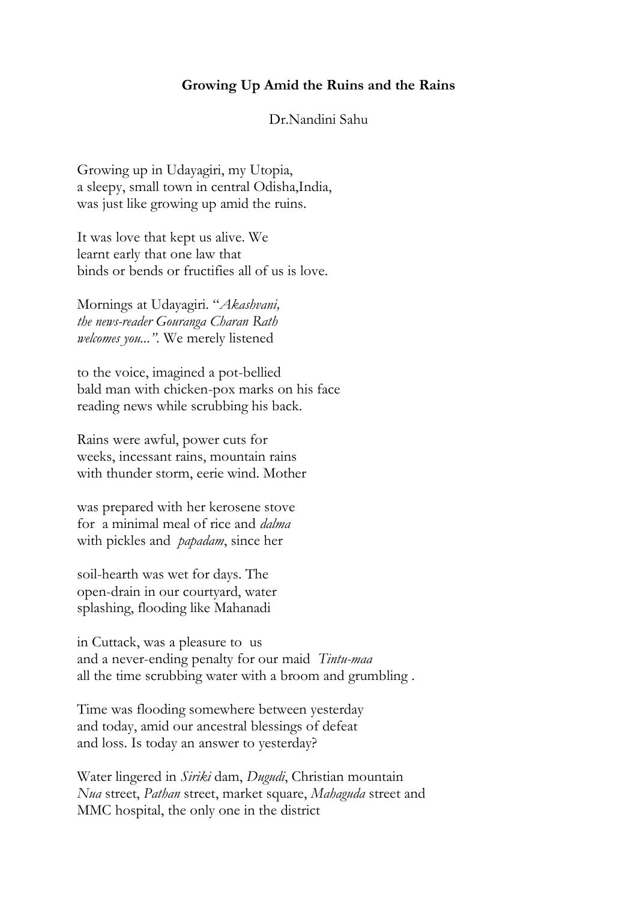**Growing Up Amid the Ruins and the Rains**

Dr.Nandini Sahu

Growing up in Udayagiri, my Utopia,
a sleepy, small town in central Odisha,India,
was just like growing up amid the ruins.

It was love that kept us alive. We
learnt early that one law that
binds or bends or fructifies all of us is love.

Mornings at Udayagiri. "*Akashvani,*
*the news-reader Gouranga Charan Rath*
*welcomes you...".* We merely listened

to the voice, imagined a pot-bellied
bald man with chicken-pox marks on his face
reading news while scrubbing his back.

Rains were awful, power cuts for
weeks, incessant rains, mountain rains
with thunder storm, eerie wind. Mother

was prepared with her kerosene stove
for a minimal meal of rice and *dalma*
with pickles and *papadam*, since her

soil-hearth was wet for days. The
open-drain in our courtyard, water
splashing, flooding like Mahanadi

in Cuttack, was a pleasure to us
and a never-ending penalty for our maid *Tintu-maa*
all the time scrubbing water with a broom and grumbling .

Time was flooding somewhere between yesterday
and today, amid our ancestral blessings of defeat
and loss. Is today an answer to yesterday?

Water lingered in *Siriki* dam, *Dugudi*, Christian mountain
*Nua* street, *Pathan* street, market square, *Mahaguda* street and
MMC hospital, the only one in the district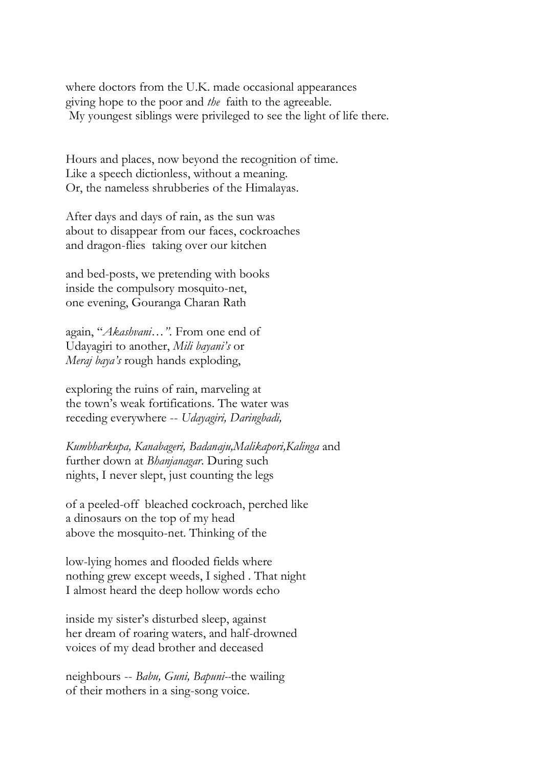where doctors from the U.K. made occasional appearances
giving hope to the poor and *the* faith to the agreeable.
My youngest siblings were privileged to see the light of life there.

Hours and places, now beyond the recognition of time.
Like a speech dictionless, without a meaning.
Or, the nameless shrubberies of the Himalayas.

After days and days of rain, as the sun was
about to disappear from our faces, cockroaches
and dragon-flies taking over our kitchen

and bed-posts, we pretending with books
inside the compulsory mosquito-net,
one evening, Gouranga Charan Rath

again, "*Akashvani…".* From one end of
Udayagiri to another, *Mili bayani's* or
*Meraj baya's* rough hands exploding,

exploring the ruins of rain, marveling at
the town's weak fortifications. The water was
receding everywhere -- *Udayagiri, Daringbadi,*

*Kumbharkupa, Kanabageri, Badanaju,Malikapori,Kalinga* and
further down at *Bhanjanagar*. During such
nights, I never slept, just counting the legs

of a peeled-off bleached cockroach, perched like
a dinosaurs on the top of my head
above the mosquito-net. Thinking of the

low-lying homes and flooded fields where
nothing grew except weeds, I sighed . That night
I almost heard the deep hollow words echo

inside my sister's disturbed sleep, against
her dream of roaring waters, and half-drowned
voices of my dead brother and deceased

neighbours -- *Babu, Guni, Bapuni*--the wailing
of their mothers in a sing-song voice.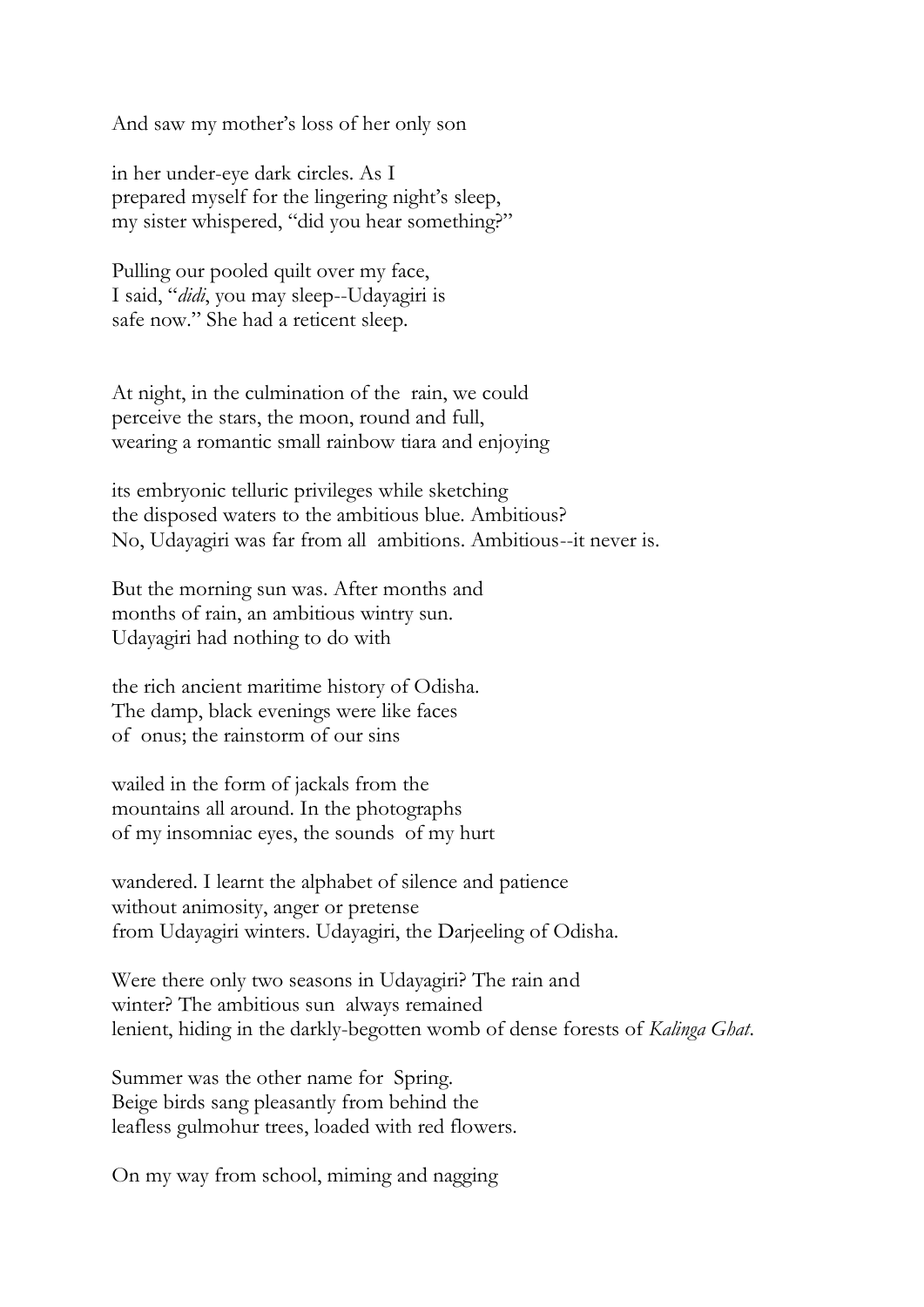And saw my mother's loss of her only son

in her under-eye dark circles. As I  
prepared myself for the lingering night's sleep,  
my sister whispered, "did you hear something?"

Pulling our pooled quilt over my face,  
I said, "*didi*, you may sleep--Udayagiri is  
safe now." She had a reticent sleep.

At night, in the culmination of the rain, we could  
perceive the stars, the moon, round and full,  
wearing a romantic small rainbow tiara and enjoying

its embryonic telluric privileges while sketching  
the disposed waters to the ambitious blue. Ambitious?  
No, Udayagiri was far from all ambitions. Ambitious--it never is.

But the morning sun was. After months and  
months of rain, an ambitious wintry sun.  
Udayagiri had nothing to do with

the rich ancient maritime history of Odisha.  
The damp, black evenings were like faces  
of onus; the rainstorm of our sins

wailed in the form of jackals from the  
mountains all around. In the photographs  
of my insomniac eyes, the sounds of my hurt

wandered. I learnt the alphabet of silence and patience  
without animosity, anger or pretense  
from Udayagiri winters. Udayagiri, the Darjeeling of Odisha.

Were there only two seasons in Udayagiri? The rain and  
winter? The ambitious sun always remained  
lenient, hiding in the darkly-begotten womb of dense forests of *Kalinga Ghat*.

Summer was the other name for Spring.  
Beige birds sang pleasantly from behind the  
leafless gulmohur trees, loaded with red flowers.

On my way from school, miming and nagging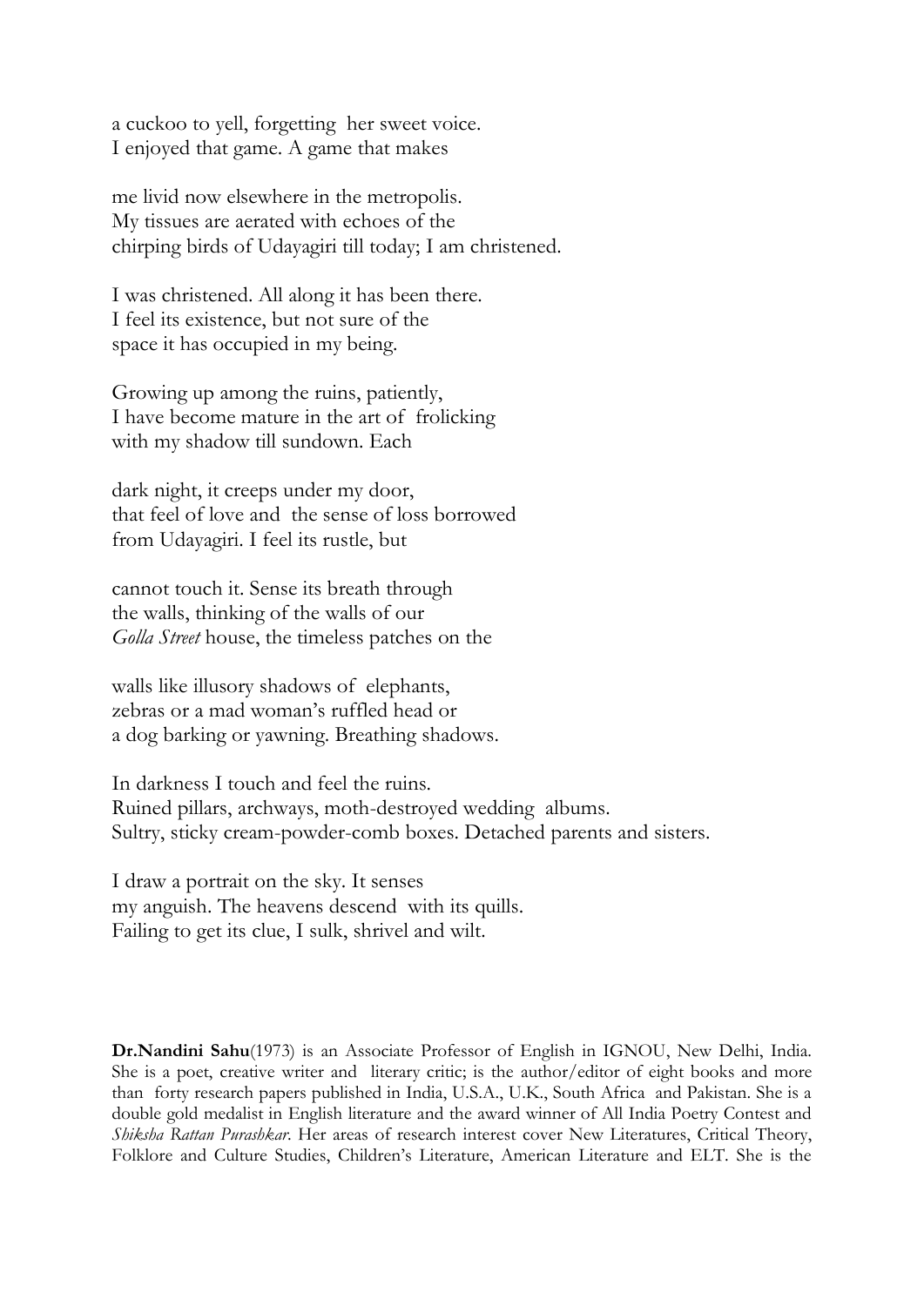a cuckoo to yell, forgetting her sweet voice.
I enjoyed that game. A game that makes

me livid now elsewhere in the metropolis.
My tissues are aerated with echoes of the
chirping birds of Udayagiri till today; I am christened.

I was christened. All along it has been there.
I feel its existence, but not sure of the
space it has occupied in my being.

Growing up among the ruins, patiently,
I have become mature in the art of frolicking
with my shadow till sundown. Each

dark night, it creeps under my door,
that feel of love and the sense of loss borrowed
from Udayagiri. I feel its rustle, but

cannot touch it. Sense its breath through
the walls, thinking of the walls of our
*Golla Street* house, the timeless patches on the

walls like illusory shadows of elephants,
zebras or a mad woman's ruffled head or
a dog barking or yawning. Breathing shadows.

In darkness I touch and feel the ruins.
Ruined pillars, archways, moth-destroyed wedding albums.
Sultry, sticky cream-powder-comb boxes. Detached parents and sisters.

I draw a portrait on the sky. It senses
my anguish. The heavens descend with its quills.
Failing to get its clue, I sulk, shrivel and wilt.

**Dr.Nandini Sahu**(1973) is an Associate Professor of English in IGNOU, New Delhi, India. She is a poet, creative writer and literary critic; is the author/editor of eight books and more than forty research papers published in India, U.S.A., U.K., South Africa and Pakistan. She is a double gold medalist in English literature and the award winner of All India Poetry Contest and *Shiksha Rattan Purashkar*. Her areas of research interest cover New Literatures, Critical Theory, Folklore and Culture Studies, Children's Literature, American Literature and ELT. She is the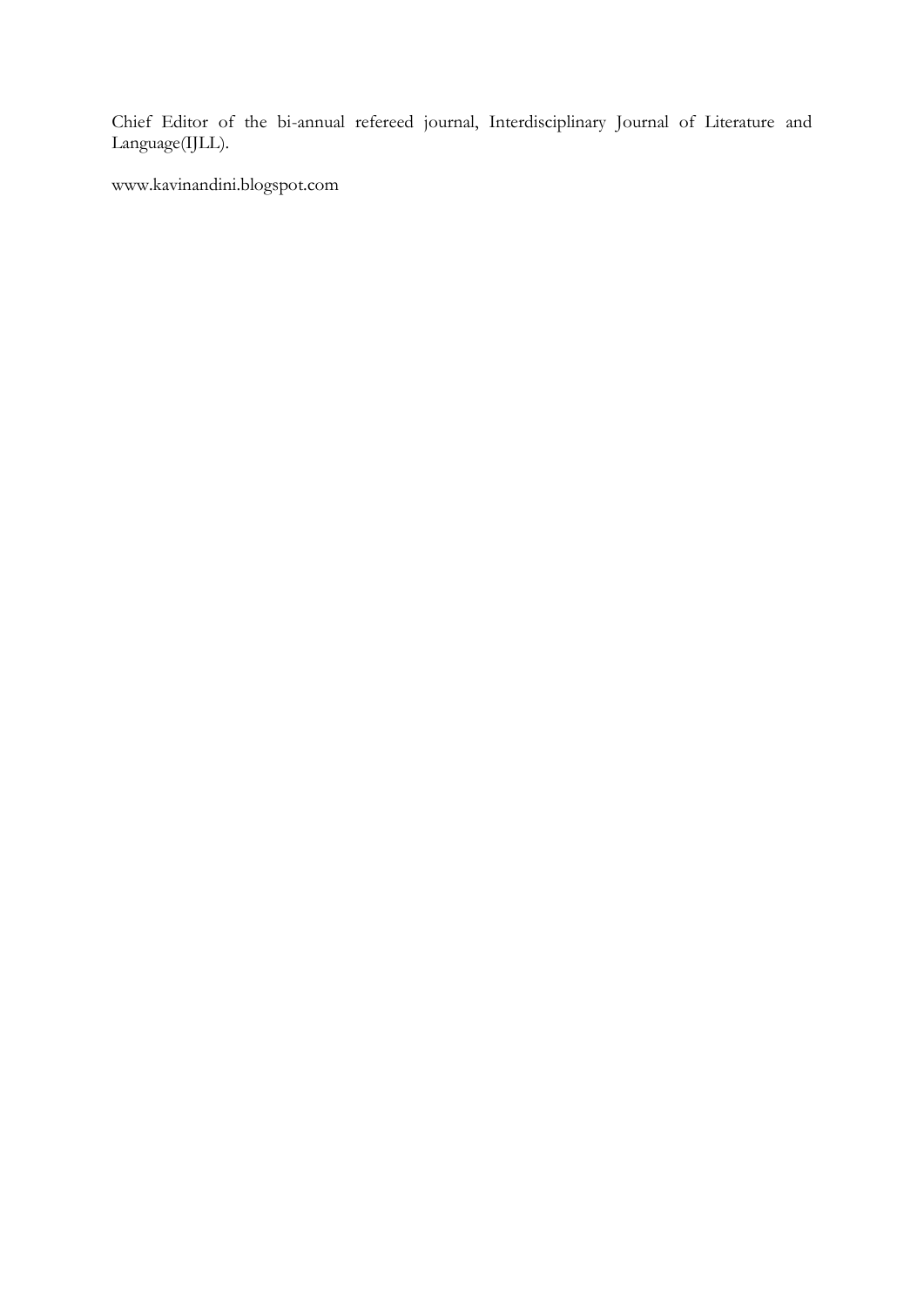Chief Editor of the bi-annual refereed journal, Interdisciplinary Journal of Literature and Language(IJLL).

www.kavinandini.blogspot.com